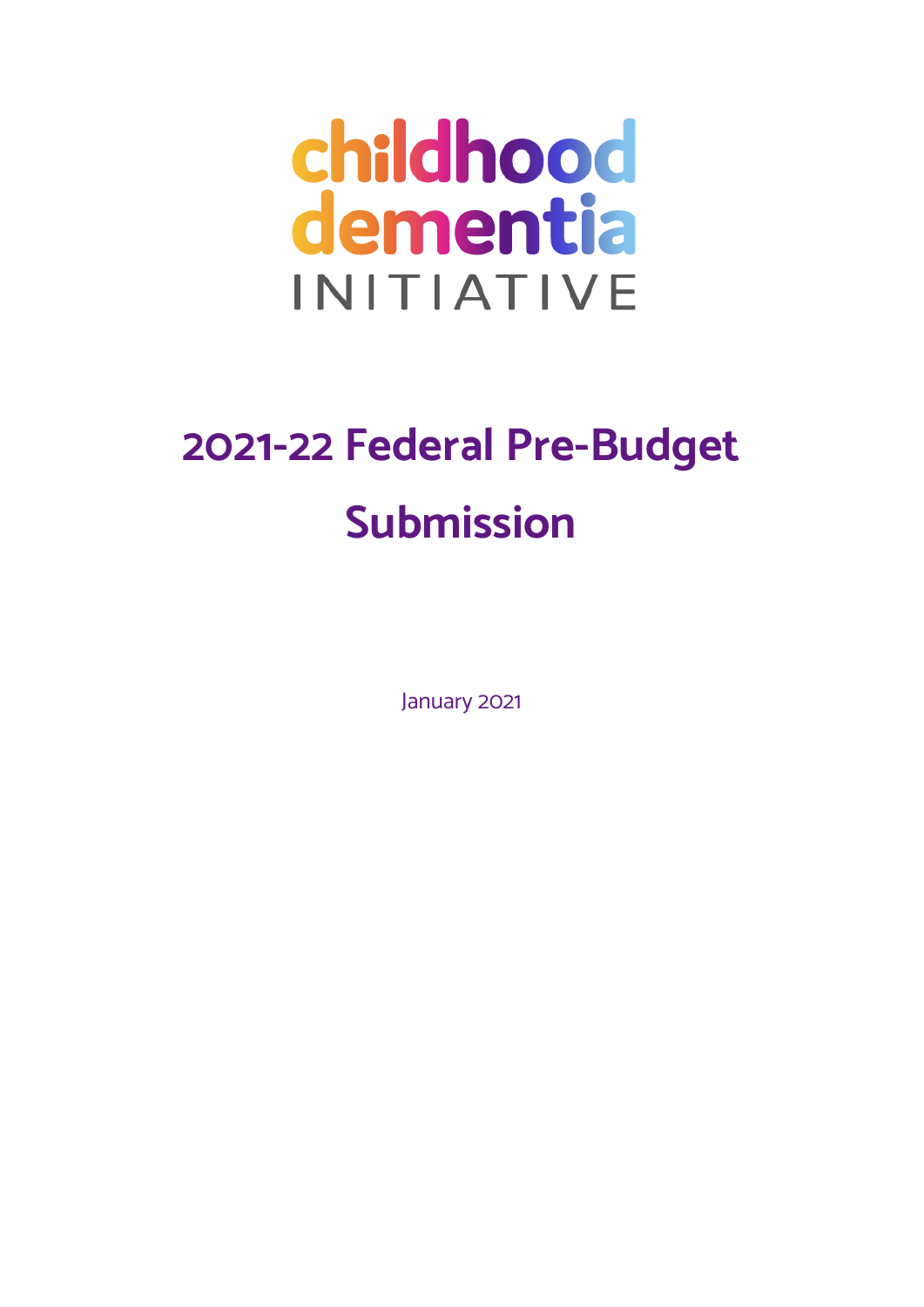childhood dementia INITIATIVE

# 2021-22 Federal Pre-Budget Submission

January 2021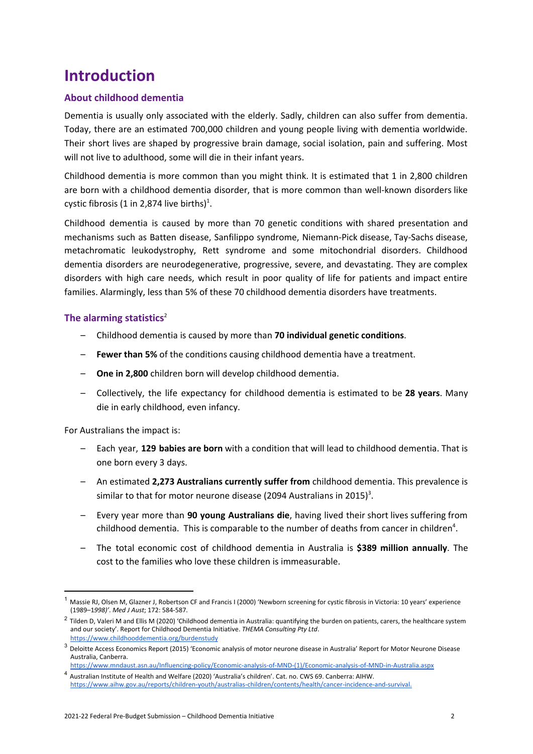# Introduction

## About childhood dementia

Dementia is usually only associated with the elderly. Sadly, children can also suffer from dementia. Today, there are an estimated 700,000 children and young people living with dementia worldwide. Their short lives are shaped by progressive brain damage, social isolation, pain and suffering. Most will not live to adulthood, some will die in their infant years.

Childhood dementia is more common than you might think. It is estimated that 1 in 2,800 children are born with a childhood dementia disorder, that is more common than well-known disorders like cystic fibrosis (1 in 2,874 live births)[1].

Childhood dementia is caused by more than 70 genetic conditions with shared presentation and mechanisms such as Batten disease, Sanfilippo syndrome, Niemann-Pick disease, Tay-Sachs disease, metachromatic leukodystrophy, Rett syndrome and some mitochondrial disorders. Childhood dementia disorders are neurodegenerative, progressive, severe, and devastating. They are complex disorders with high care needs, which result in poor quality of life for patients and impact entire families. Alarmingly, less than 5% of these 70 childhood dementia disorders have treatments.

## The alarming statistics[2]

- Childhood dementia is caused by more than **70 individual genetic conditions**.
- **Fewer than 5%** of the conditions causing childhood dementia have a treatment.
- **One in 2,800** children born will develop childhood dementia.
- Collectively, the life expectancy for childhood dementia is estimated to be **28 years**. Many die in early childhood, even infancy.

For Australians the impact is:

- Each year, **129 babies are born** with a condition that will lead to childhood dementia. That is one born every 3 days.
- An estimated **2,273 Australians currently suffer from** childhood dementia. This prevalence is similar to that for motor neurone disease (2094 Australians in 2015)[3].
- Every year more than **90 young Australians die**, having lived their short lives suffering from childhood dementia. This is comparable to the number of deaths from cancer in children[4].
- The total economic cost of childhood dementia in Australia is **$389 million annually**. The cost to the families who love these children is immeasurable.

---

[1] Massie RJ, Olsen M, Glazner J, Robertson CF and Francis I (2000) 'Newborn screening for cystic fibrosis in Victoria: 10 years' experience (1989–*1998)'. Med J Aust*; 172: 584-587.

[2] Tilden D, Valeri M and Ellis M (2020) 'Childhood dementia in Australia: quantifying the burden on patients, carers, the healthcare system and our society'. Report for Childhood Dementia Initiative. *THEMA Consulting Pty Ltd*. https://www.childhooddementia.org/burdenstudy

[3] Deloitte Access Economics Report (2015) 'Economic analysis of motor neurone disease in Australia' Report for Motor Neurone Disease Australia, Canberra. https://www.mndaust.asn.au/Influencing-policy/Economic-analysis-of-MND-(1)/Economic-analysis-of-MND-in-Australia.aspx

[4] Australian Institute of Health and Welfare (2020) 'Australia's children'. Cat. no. CWS 69. Canberra: AIHW. https://www.aihw.gov.au/reports/children-youth/australias-children/contents/health/cancer-incidence-and-survival.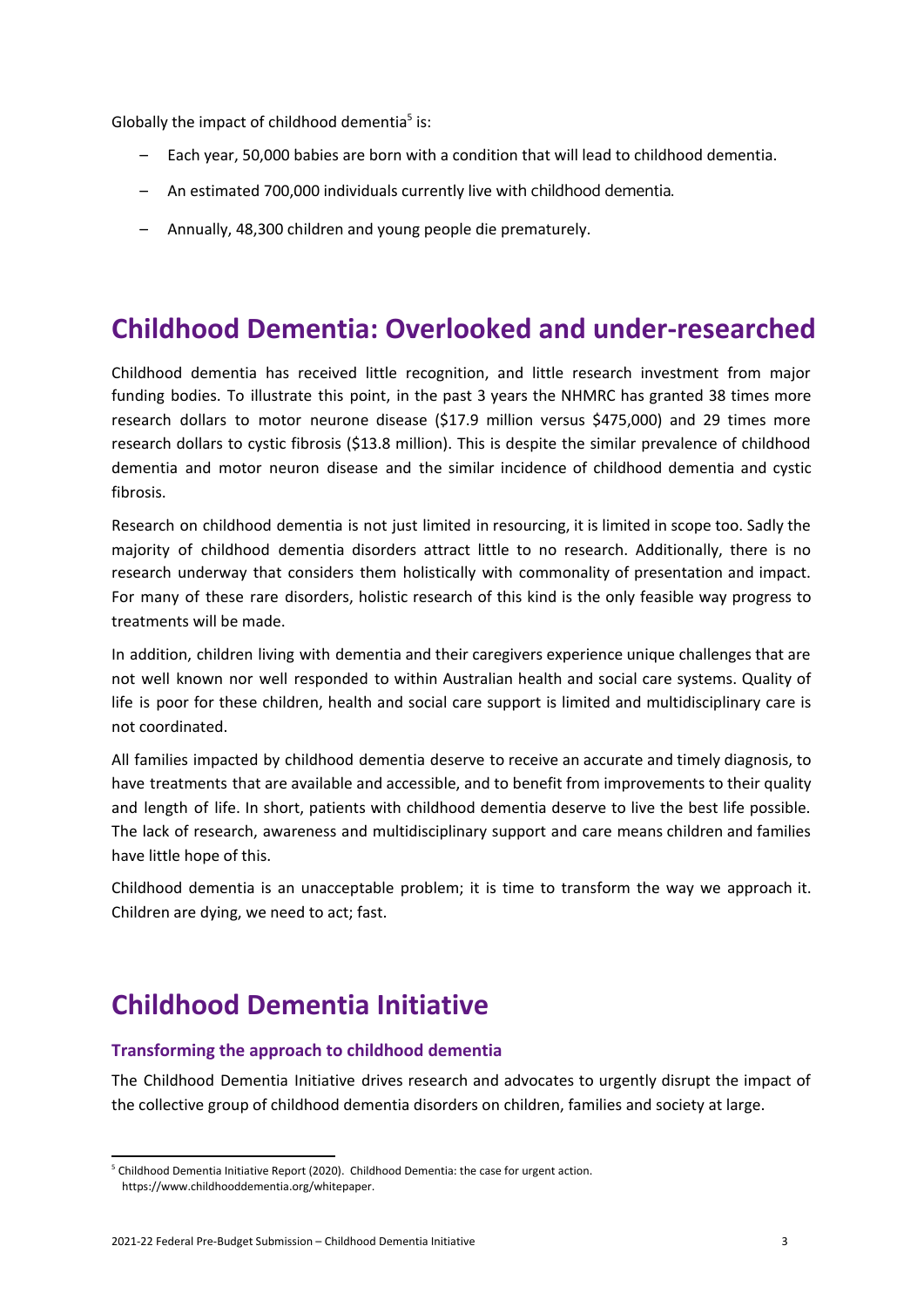Globally the impact of childhood dementia[5] is:

- Each year, 50,000 babies are born with a condition that will lead to childhood dementia.
- An estimated 700,000 individuals currently live with childhood dementia.
- Annually, 48,300 children and young people die prematurely.

# Childhood Dementia: Overlooked and under-researched

Childhood dementia has received little recognition, and little research investment from major funding bodies. To illustrate this point, in the past 3 years the NHMRC has granted 38 times more research dollars to motor neurone disease ($17.9 million versus $475,000) and 29 times more research dollars to cystic fibrosis ($13.8 million). This is despite the similar prevalence of childhood dementia and motor neuron disease and the similar incidence of childhood dementia and cystic fibrosis.

Research on childhood dementia is not just limited in resourcing, it is limited in scope too. Sadly the majority of childhood dementia disorders attract little to no research. Additionally, there is no research underway that considers them holistically with commonality of presentation and impact. For many of these rare disorders, holistic research of this kind is the only feasible way progress to treatments will be made.

In addition, children living with dementia and their caregivers experience unique challenges that are not well known nor well responded to within Australian health and social care systems. Quality of life is poor for these children, health and social care support is limited and multidisciplinary care is not coordinated.

All families impacted by childhood dementia deserve to receive an accurate and timely diagnosis, to have treatments that are available and accessible, and to benefit from improvements to their quality and length of life. In short, patients with childhood dementia deserve to live the best life possible. The lack of research, awareness and multidisciplinary support and care means children and families have little hope of this.

Childhood dementia is an unacceptable problem; it is time to transform the way we approach it. Children are dying, we need to act; fast.

# Childhood Dementia Initiative

### Transforming the approach to childhood dementia

The Childhood Dementia Initiative drives research and advocates to urgently disrupt the impact of the collective group of childhood dementia disorders on children, families and society at large.

[5] Childhood Dementia Initiative Report (2020). Childhood Dementia: the case for urgent action. https://www.childhooddementia.org/whitepaper.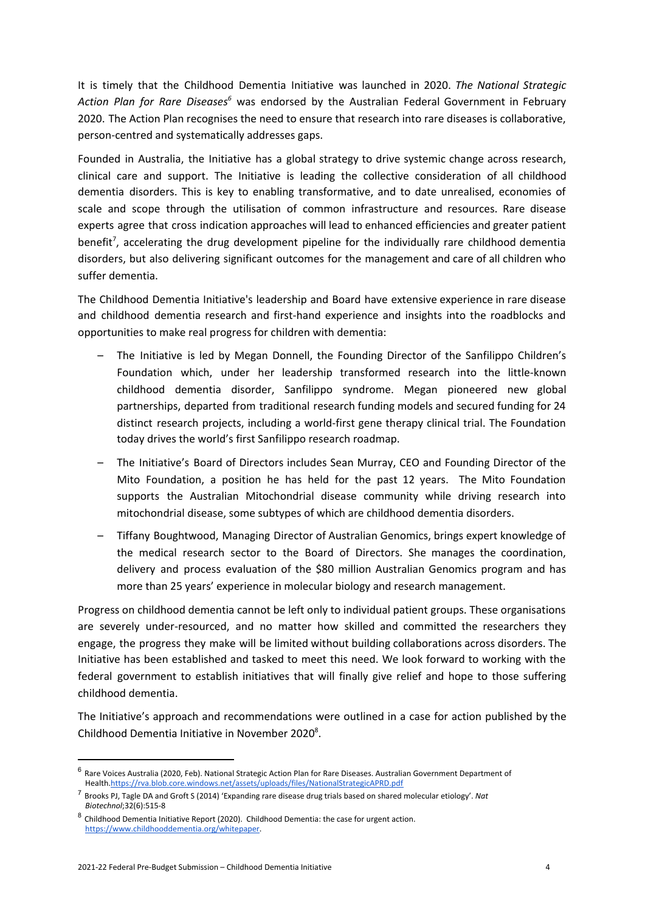It is timely that the Childhood Dementia Initiative was launched in 2020. *The National Strategic Action Plan for Rare Diseases*[6] was endorsed by the Australian Federal Government in February 2020. The Action Plan recognises the need to ensure that research into rare diseases is collaborative, person-centred and systematically addresses gaps.

Founded in Australia, the Initiative has a global strategy to drive systemic change across research, clinical care and support. The Initiative is leading the collective consideration of all childhood dementia disorders. This is key to enabling transformative, and to date unrealised, economies of scale and scope through the utilisation of common infrastructure and resources. Rare disease experts agree that cross indication approaches will lead to enhanced efficiencies and greater patient benefit[7], accelerating the drug development pipeline for the individually rare childhood dementia disorders, but also delivering significant outcomes for the management and care of all children who suffer dementia.

The Childhood Dementia Initiative's leadership and Board have extensive experience in rare disease and childhood dementia research and first-hand experience and insights into the roadblocks and opportunities to make real progress for children with dementia:

- The Initiative is led by Megan Donnell, the Founding Director of the Sanfilippo Children's Foundation which, under her leadership transformed research into the little-known childhood dementia disorder, Sanfilippo syndrome. Megan pioneered new global partnerships, departed from traditional research funding models and secured funding for 24 distinct research projects, including a world-first gene therapy clinical trial. The Foundation today drives the world's first Sanfilippo research roadmap.
- The Initiative's Board of Directors includes Sean Murray, CEO and Founding Director of the Mito Foundation, a position he has held for the past 12 years. The Mito Foundation supports the Australian Mitochondrial disease community while driving research into mitochondrial disease, some subtypes of which are childhood dementia disorders.
- Tiffany Boughtwood, Managing Director of Australian Genomics, brings expert knowledge of the medical research sector to the Board of Directors. She manages the coordination, delivery and process evaluation of the $80 million Australian Genomics program and has more than 25 years' experience in molecular biology and research management.

Progress on childhood dementia cannot be left only to individual patient groups. These organisations are severely under-resourced, and no matter how skilled and committed the researchers they engage, the progress they make will be limited without building collaborations across disorders. The Initiative has been established and tasked to meet this need. We look forward to working with the federal government to establish initiatives that will finally give relief and hope to those suffering childhood dementia.

The Initiative's approach and recommendations were outlined in a case for action published by the Childhood Dementia Initiative in November 2020[8].

---

[6] Rare Voices Australia (2020, Feb). National Strategic Action Plan for Rare Diseases. Australian Government Department of Health.https://rva.blob.core.windows.net/assets/uploads/files/NationalStrategicAPRD.pdf

[7] Brooks PJ, Tagle DA and Groft S (2014) 'Expanding rare disease drug trials based on shared molecular etiology'. *Nat Biotechnol*;32(6):515-8

[8] Childhood Dementia Initiative Report (2020). Childhood Dementia: the case for urgent action. https://www.childhooddementia.org/whitepaper.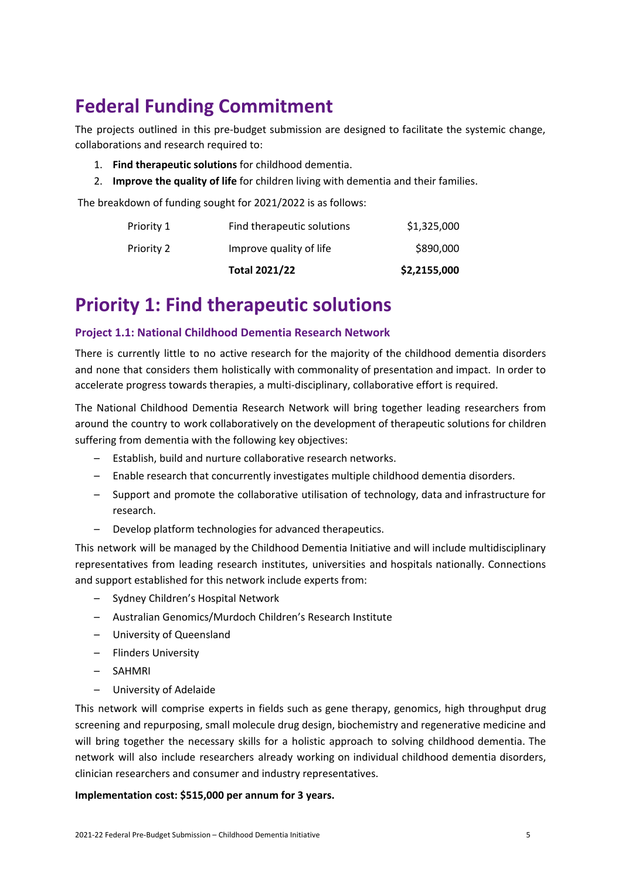# Federal Funding Commitment

The projects outlined in this pre-budget submission are designed to facilitate the systemic change, collaborations and research required to:

1. **Find therapeutic solutions** for childhood dementia.
2. **Improve the quality of life** for children living with dementia and their families.

The breakdown of funding sought for 2021/2022 is as follows:

| | | |
|---|---|---|
| Priority 1 | Find therapeutic solutions | $1,325,000 |
| Priority 2 | Improve quality of life | $890,000 |
| | **Total 2021/22** | **$2,2155,000** |

# Priority 1: Find therapeutic solutions

### Project 1.1: National Childhood Dementia Research Network

There is currently little to no active research for the majority of the childhood dementia disorders and none that considers them holistically with commonality of presentation and impact. In order to accelerate progress towards therapies, a multi-disciplinary, collaborative effort is required.

The National Childhood Dementia Research Network will bring together leading researchers from around the country to work collaboratively on the development of therapeutic solutions for children suffering from dementia with the following key objectives:

- Establish, build and nurture collaborative research networks.
- Enable research that concurrently investigates multiple childhood dementia disorders.
- Support and promote the collaborative utilisation of technology, data and infrastructure for research.
- Develop platform technologies for advanced therapeutics.

This network will be managed by the Childhood Dementia Initiative and will include multidisciplinary representatives from leading research institutes, universities and hospitals nationally. Connections and support established for this network include experts from:

- Sydney Children's Hospital Network
- Australian Genomics/Murdoch Children's Research Institute
- University of Queensland
- Flinders University
- SAHMRI
- University of Adelaide

This network will comprise experts in fields such as gene therapy, genomics, high throughput drug screening and repurposing, small molecule drug design, biochemistry and regenerative medicine and will bring together the necessary skills for a holistic approach to solving childhood dementia. The network will also include researchers already working on individual childhood dementia disorders, clinician researchers and consumer and industry representatives.

**Implementation cost: $515,000 per annum for 3 years.**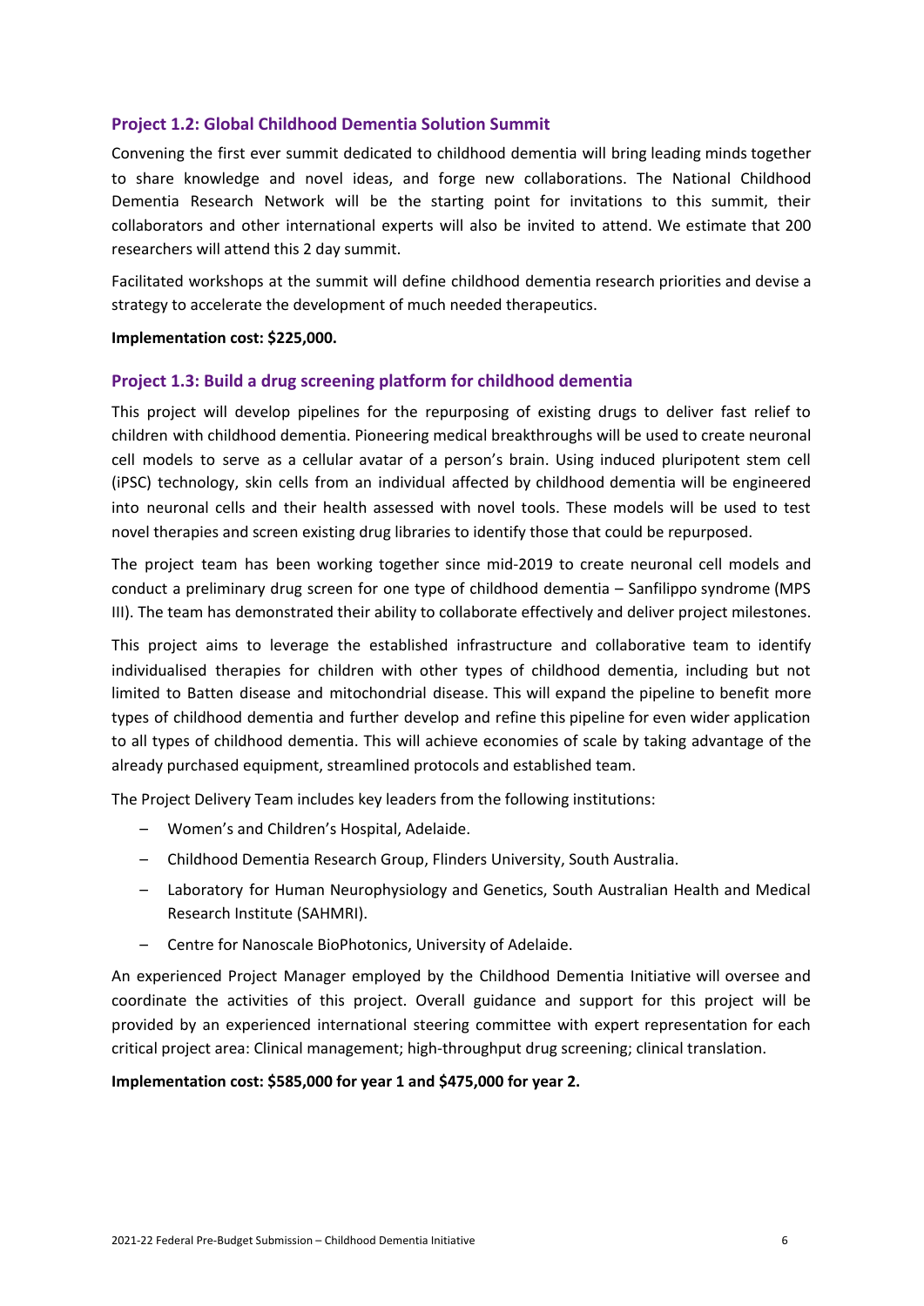### Project 1.2: Global Childhood Dementia Solution Summit

Convening the first ever summit dedicated to childhood dementia will bring leading minds together to share knowledge and novel ideas, and forge new collaborations. The National Childhood Dementia Research Network will be the starting point for invitations to this summit, their collaborators and other international experts will also be invited to attend. We estimate that 200 researchers will attend this 2 day summit.

Facilitated workshops at the summit will define childhood dementia research priorities and devise a strategy to accelerate the development of much needed therapeutics.

**Implementation cost: $225,000.**

### Project 1.3: Build a drug screening platform for childhood dementia

This project will develop pipelines for the repurposing of existing drugs to deliver fast relief to children with childhood dementia. Pioneering medical breakthroughs will be used to create neuronal cell models to serve as a cellular avatar of a person's brain. Using induced pluripotent stem cell (iPSC) technology, skin cells from an individual affected by childhood dementia will be engineered into neuronal cells and their health assessed with novel tools. These models will be used to test novel therapies and screen existing drug libraries to identify those that could be repurposed.

The project team has been working together since mid-2019 to create neuronal cell models and conduct a preliminary drug screen for one type of childhood dementia – Sanfilippo syndrome (MPS III). The team has demonstrated their ability to collaborate effectively and deliver project milestones.

This project aims to leverage the established infrastructure and collaborative team to identify individualised therapies for children with other types of childhood dementia, including but not limited to Batten disease and mitochondrial disease. This will expand the pipeline to benefit more types of childhood dementia and further develop and refine this pipeline for even wider application to all types of childhood dementia. This will achieve economies of scale by taking advantage of the already purchased equipment, streamlined protocols and established team.

The Project Delivery Team includes key leaders from the following institutions:

- Women's and Children's Hospital, Adelaide.
- Childhood Dementia Research Group, Flinders University, South Australia.
- Laboratory for Human Neurophysiology and Genetics, South Australian Health and Medical Research Institute (SAHMRI).
- Centre for Nanoscale BioPhotonics, University of Adelaide.

An experienced Project Manager employed by the Childhood Dementia Initiative will oversee and coordinate the activities of this project. Overall guidance and support for this project will be provided by an experienced international steering committee with expert representation for each critical project area: Clinical management; high-throughput drug screening; clinical translation.

**Implementation cost: $585,000 for year 1 and $475,000 for year 2.**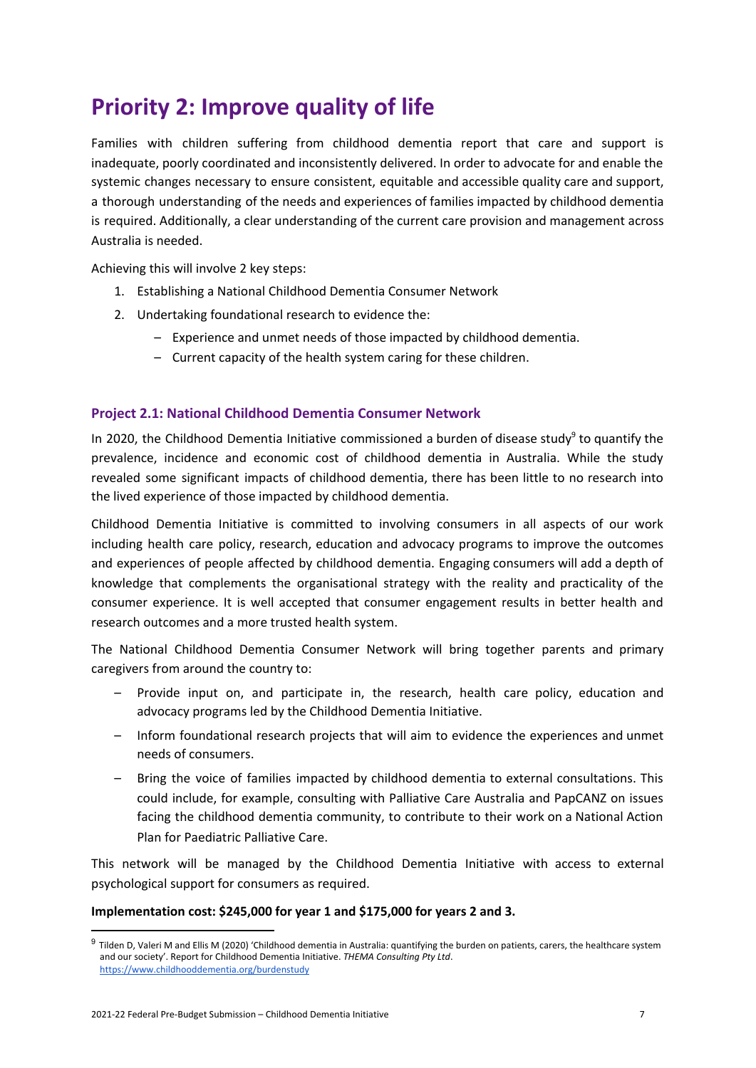# Priority 2: Improve quality of life

Families with children suffering from childhood dementia report that care and support is inadequate, poorly coordinated and inconsistently delivered. In order to advocate for and enable the systemic changes necessary to ensure consistent, equitable and accessible quality care and support, a thorough understanding of the needs and experiences of families impacted by childhood dementia is required. Additionally, a clear understanding of the current care provision and management across Australia is needed.

Achieving this will involve 2 key steps:

1. Establishing a National Childhood Dementia Consumer Network
2. Undertaking foundational research to evidence the:
   - Experience and unmet needs of those impacted by childhood dementia.
   - Current capacity of the health system caring for these children.

### Project 2.1: National Childhood Dementia Consumer Network

In 2020, the Childhood Dementia Initiative commissioned a burden of disease study[9] to quantify the prevalence, incidence and economic cost of childhood dementia in Australia. While the study revealed some significant impacts of childhood dementia, there has been little to no research into the lived experience of those impacted by childhood dementia.

Childhood Dementia Initiative is committed to involving consumers in all aspects of our work including health care policy, research, education and advocacy programs to improve the outcomes and experiences of people affected by childhood dementia. Engaging consumers will add a depth of knowledge that complements the organisational strategy with the reality and practicality of the consumer experience. It is well accepted that consumer engagement results in better health and research outcomes and a more trusted health system.

The National Childhood Dementia Consumer Network will bring together parents and primary caregivers from around the country to:

- Provide input on, and participate in, the research, health care policy, education and advocacy programs led by the Childhood Dementia Initiative.
- Inform foundational research projects that will aim to evidence the experiences and unmet needs of consumers.
- Bring the voice of families impacted by childhood dementia to external consultations. This could include, for example, consulting with Palliative Care Australia and PapCANZ on issues facing the childhood dementia community, to contribute to their work on a National Action Plan for Paediatric Palliative Care.

This network will be managed by the Childhood Dementia Initiative with access to external psychological support for consumers as required.

**Implementation cost: $245,000 for year 1 and $175,000 for years 2 and 3.**

---

[9] Tilden D, Valeri M and Ellis M (2020) 'Childhood dementia in Australia: quantifying the burden on patients, carers, the healthcare system and our society'. Report for Childhood Dementia Initiative. *THEMA Consulting Pty Ltd*. https://www.childhooddementia.org/burdenstudy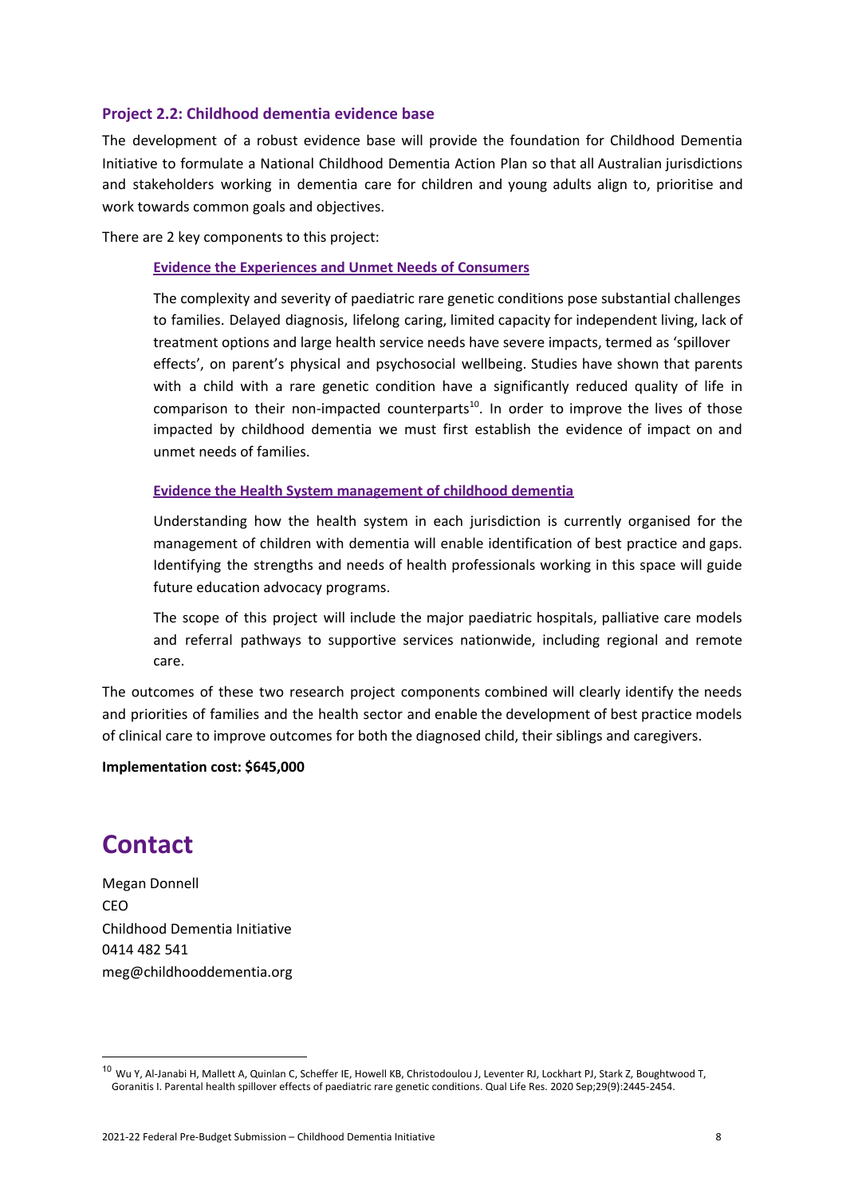### Project 2.2: Childhood dementia evidence base

The development of a robust evidence base will provide the foundation for Childhood Dementia Initiative to formulate a National Childhood Dementia Action Plan so that all Australian jurisdictions and stakeholders working in dementia care for children and young adults align to, prioritise and work towards common goals and objectives.

There are 2 key components to this project:

**Evidence the Experiences and Unmet Needs of Consumers**

The complexity and severity of paediatric rare genetic conditions pose substantial challenges to families. Delayed diagnosis, lifelong caring, limited capacity for independent living, lack of treatment options and large health service needs have severe impacts, termed as 'spillover effects', on parent's physical and psychosocial wellbeing. Studies have shown that parents with a child with a rare genetic condition have a significantly reduced quality of life in comparison to their non-impacted counterparts[10]. In order to improve the lives of those impacted by childhood dementia we must first establish the evidence of impact on and unmet needs of families.

**Evidence the Health System management of childhood dementia**

Understanding how the health system in each jurisdiction is currently organised for the management of children with dementia will enable identification of best practice and gaps. Identifying the strengths and needs of health professionals working in this space will guide future education advocacy programs.

The scope of this project will include the major paediatric hospitals, palliative care models and referral pathways to supportive services nationwide, including regional and remote care.

The outcomes of these two research project components combined will clearly identify the needs and priorities of families and the health sector and enable the development of best practice models of clinical care to improve outcomes for both the diagnosed child, their siblings and caregivers.

**Implementation cost: $645,000**

# Contact

Megan Donnell
CEO
Childhood Dementia Initiative
0414 482 541
meg@childhooddementia.org

---

[10] Wu Y, Al-Janabi H, Mallett A, Quinlan C, Scheffer IE, Howell KB, Christodoulou J, Leventer RJ, Lockhart PJ, Stark Z, Boughtwood T, Goranitis I. Parental health spillover effects of paediatric rare genetic conditions. Qual Life Res. 2020 Sep;29(9):2445-2454.